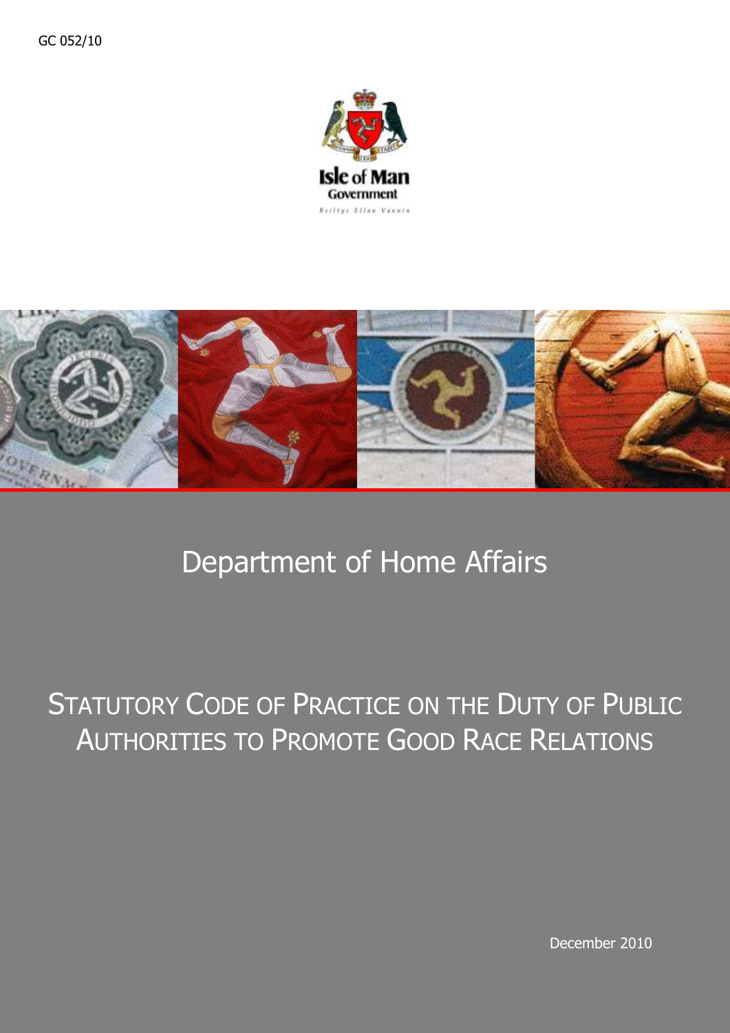GC 052/10

Isle of Man Government

Reiltys Ellan Vannin

# Department of Home Affairs

# STATUTORY CODE OF PRACTICE ON THE DUTY OF PUBLIC AUTHORITIES TO PROMOTE GOOD RACE RELATIONS

December 2010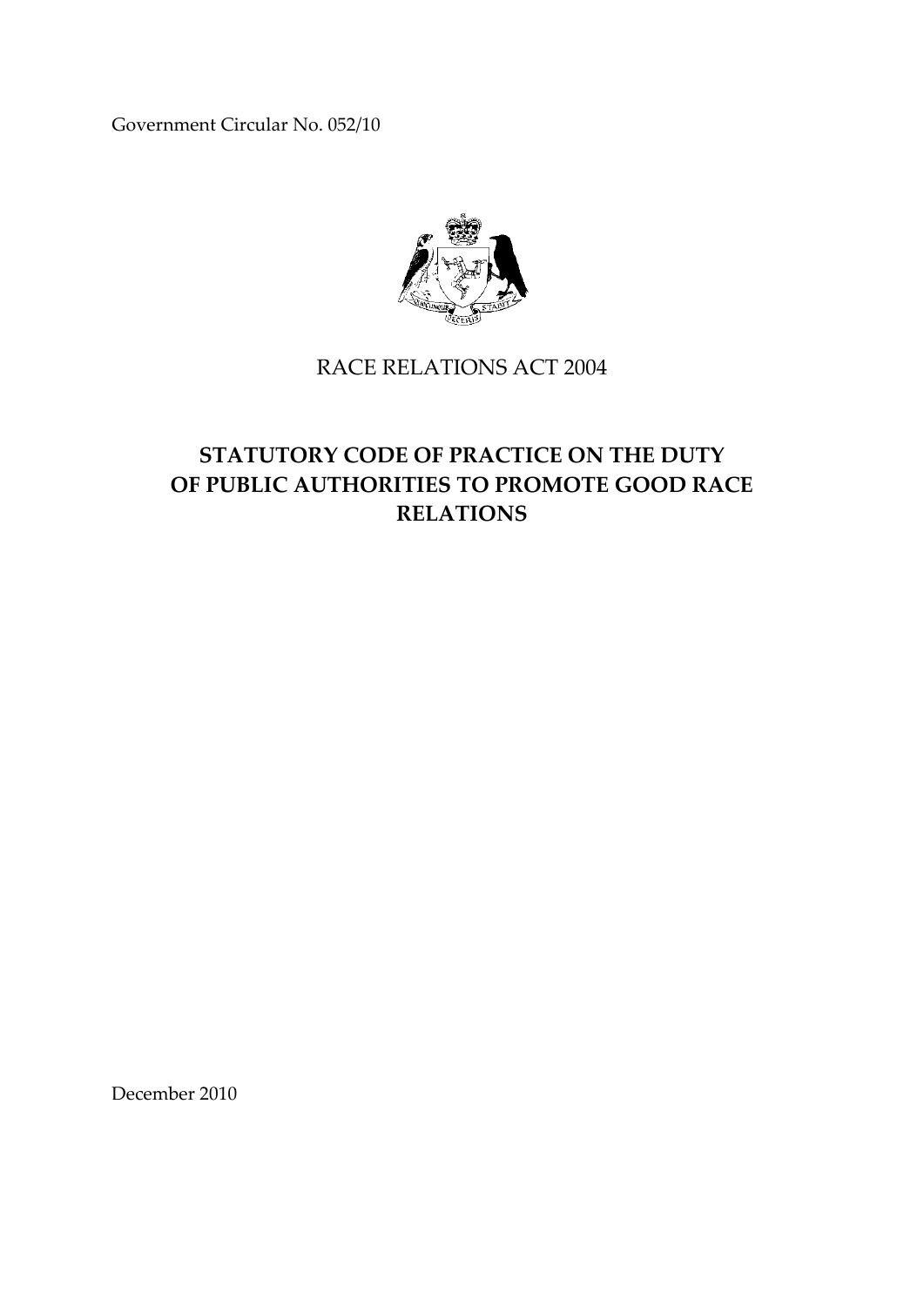Government Circular No. 052/10

RACE RELATIONS ACT 2004

# STATUTORY CODE OF PRACTICE ON THE DUTY OF PUBLIC AUTHORITIES TO PROMOTE GOOD RACE RELATIONS

December 2010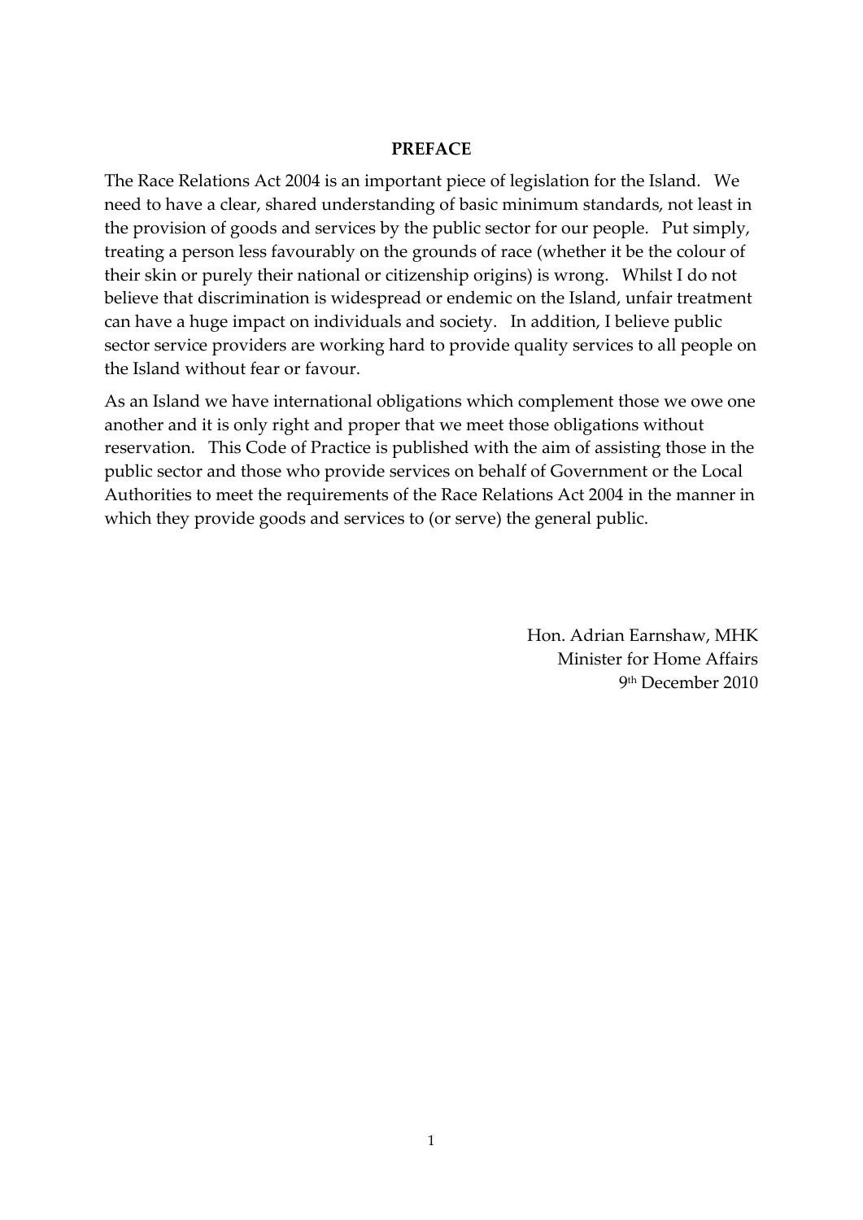## PREFACE

The Race Relations Act 2004 is an important piece of legislation for the Island. We need to have a clear, shared understanding of basic minimum standards, not least in the provision of goods and services by the public sector for our people. Put simply, treating a person less favourably on the grounds of race (whether it be the colour of their skin or purely their national or citizenship origins) is wrong. Whilst I do not believe that discrimination is widespread or endemic on the Island, unfair treatment can have a huge impact on individuals and society. In addition, I believe public sector service providers are working hard to provide quality services to all people on the Island without fear or favour.

As an Island we have international obligations which complement those we owe one another and it is only right and proper that we meet those obligations without reservation. This Code of Practice is published with the aim of assisting those in the public sector and those who provide services on behalf of Government or the Local Authorities to meet the requirements of the Race Relations Act 2004 in the manner in which they provide goods and services to (or serve) the general public.

Hon. Adrian Earnshaw, MHK
Minister for Home Affairs
9th December 2010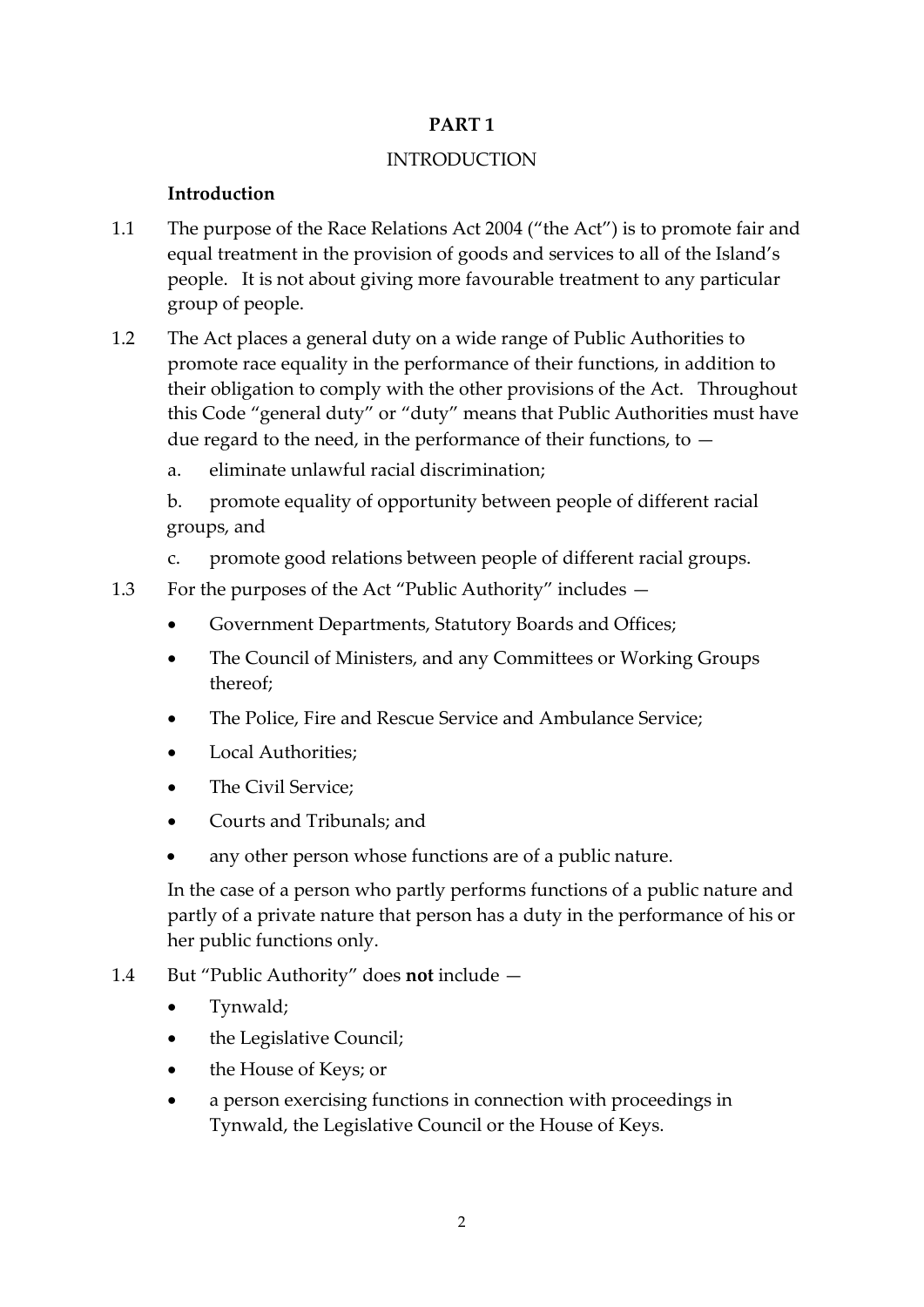## PART 1

### INTRODUCTION

**Introduction**

1.1 The purpose of the Race Relations Act 2004 ("the Act") is to promote fair and equal treatment in the provision of goods and services to all of the Island's people. It is not about giving more favourable treatment to any particular group of people.

1.2 The Act places a general duty on a wide range of Public Authorities to promote race equality in the performance of their functions, in addition to their obligation to comply with the other provisions of the Act. Throughout this Code "general duty" or "duty" means that Public Authorities must have due regard to the need, in the performance of their functions, to —

a. eliminate unlawful racial discrimination;

b. promote equality of opportunity between people of different racial groups, and

c. promote good relations between people of different racial groups.

1.3 For the purposes of the Act "Public Authority" includes —

- Government Departments, Statutory Boards and Offices;
- The Council of Ministers, and any Committees or Working Groups thereof;
- The Police, Fire and Rescue Service and Ambulance Service;
- Local Authorities;
- The Civil Service;
- Courts and Tribunals; and
- any other person whose functions are of a public nature.

In the case of a person who partly performs functions of a public nature and partly of a private nature that person has a duty in the performance of his or her public functions only.

1.4 But "Public Authority" does **not** include —

- Tynwald;
- the Legislative Council;
- the House of Keys; or
- a person exercising functions in connection with proceedings in Tynwald, the Legislative Council or the House of Keys.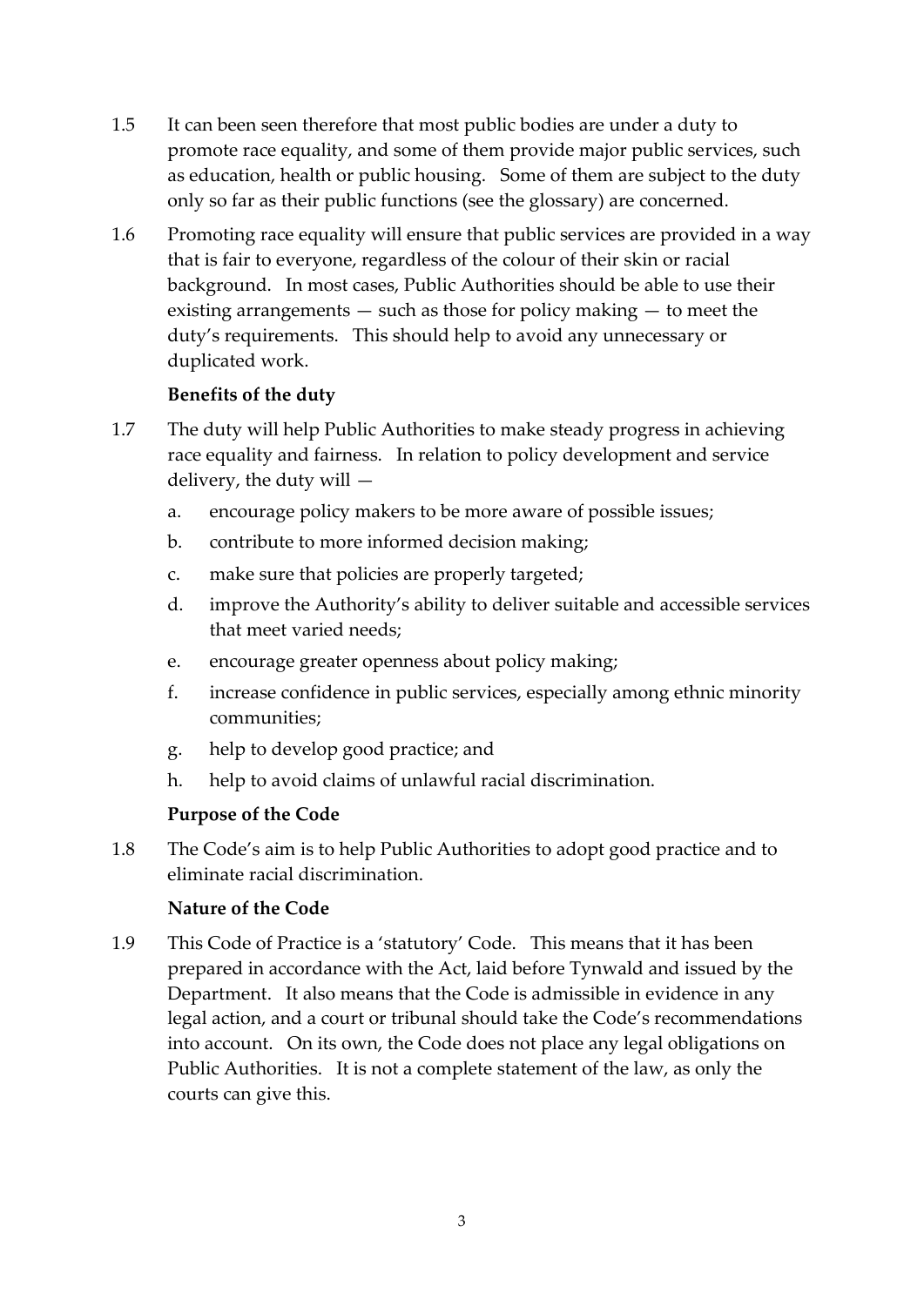1.5 It can been seen therefore that most public bodies are under a duty to promote race equality, and some of them provide major public services, such as education, health or public housing. Some of them are subject to the duty only so far as their public functions (see the glossary) are concerned.

1.6 Promoting race equality will ensure that public services are provided in a way that is fair to everyone, regardless of the colour of their skin or racial background. In most cases, Public Authorities should be able to use their existing arrangements — such as those for policy making — to meet the duty's requirements. This should help to avoid any unnecessary or duplicated work.

**Benefits of the duty**

1.7 The duty will help Public Authorities to make steady progress in achieving race equality and fairness. In relation to policy development and service delivery, the duty will —

a. encourage policy makers to be more aware of possible issues;

b. contribute to more informed decision making;

c. make sure that policies are properly targeted;

d. improve the Authority's ability to deliver suitable and accessible services that meet varied needs;

e. encourage greater openness about policy making;

f. increase confidence in public services, especially among ethnic minority communities;

g. help to develop good practice; and

h. help to avoid claims of unlawful racial discrimination.

**Purpose of the Code**

1.8 The Code's aim is to help Public Authorities to adopt good practice and to eliminate racial discrimination.

**Nature of the Code**

1.9 This Code of Practice is a 'statutory' Code. This means that it has been prepared in accordance with the Act, laid before Tynwald and issued by the Department. It also means that the Code is admissible in evidence in any legal action, and a court or tribunal should take the Code's recommendations into account. On its own, the Code does not place any legal obligations on Public Authorities. It is not a complete statement of the law, as only the courts can give this.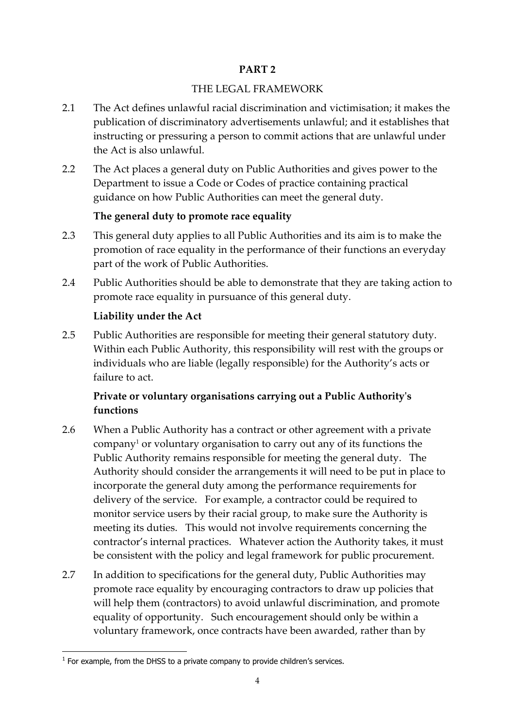## PART 2

### THE LEGAL FRAMEWORK

2.1 The Act defines unlawful racial discrimination and victimisation; it makes the publication of discriminatory advertisements unlawful; and it establishes that instructing or pressuring a person to commit actions that are unlawful under the Act is also unlawful.

2.2 The Act places a general duty on Public Authorities and gives power to the Department to issue a Code or Codes of practice containing practical guidance on how Public Authorities can meet the general duty.

**The general duty to promote race equality**

2.3 This general duty applies to all Public Authorities and its aim is to make the promotion of race equality in the performance of their functions an everyday part of the work of Public Authorities.

2.4 Public Authorities should be able to demonstrate that they are taking action to promote race equality in pursuance of this general duty.

**Liability under the Act**

2.5 Public Authorities are responsible for meeting their general statutory duty. Within each Public Authority, this responsibility will rest with the groups or individuals who are liable (legally responsible) for the Authority's acts or failure to act.

**Private or voluntary organisations carrying out a Public Authority's functions**

2.6 When a Public Authority has a contract or other agreement with a private company[1] or voluntary organisation to carry out any of its functions the Public Authority remains responsible for meeting the general duty. The Authority should consider the arrangements it will need to be put in place to incorporate the general duty among the performance requirements for delivery of the service. For example, a contractor could be required to monitor service users by their racial group, to make sure the Authority is meeting its duties. This would not involve requirements concerning the contractor's internal practices. Whatever action the Authority takes, it must be consistent with the policy and legal framework for public procurement.

2.7 In addition to specifications for the general duty, Public Authorities may promote race equality by encouraging contractors to draw up policies that will help them (contractors) to avoid unlawful discrimination, and promote equality of opportunity. Such encouragement should only be within a voluntary framework, once contracts have been awarded, rather than by

[1] For example, from the DHSS to a private company to provide children's services.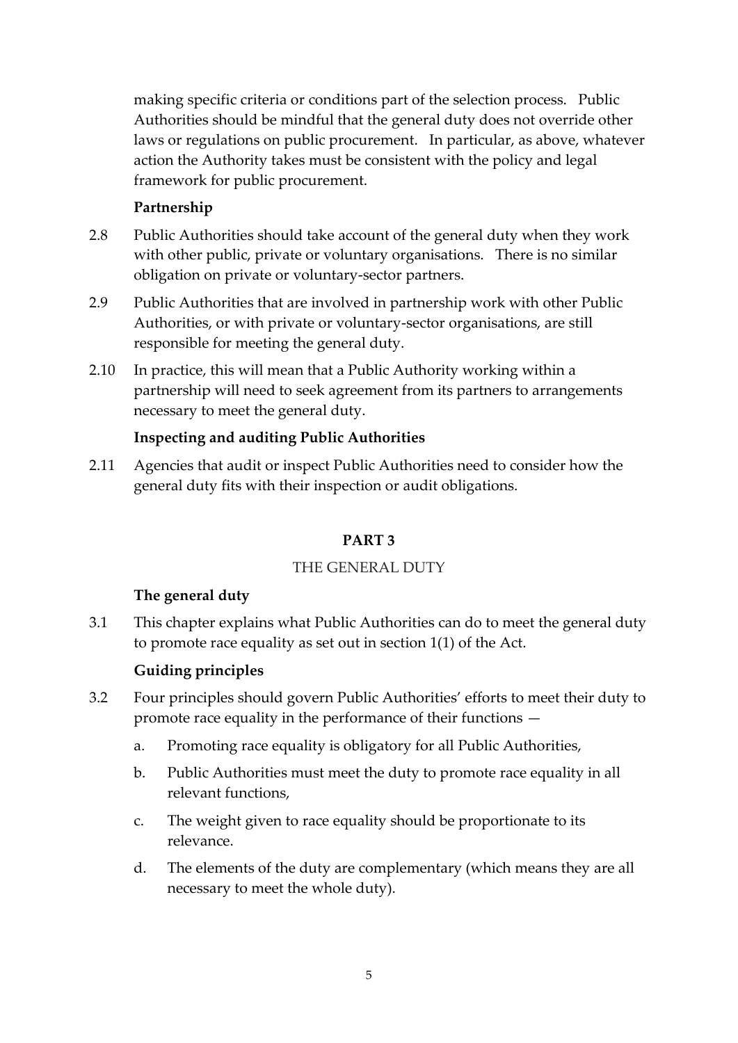making specific criteria or conditions part of the selection process. Public Authorities should be mindful that the general duty does not override other laws or regulations on public procurement. In particular, as above, whatever action the Authority takes must be consistent with the policy and legal framework for public procurement.

### Partnership

2.8 Public Authorities should take account of the general duty when they work with other public, private or voluntary organisations. There is no similar obligation on private or voluntary-sector partners.

2.9 Public Authorities that are involved in partnership work with other Public Authorities, or with private or voluntary-sector organisations, are still responsible for meeting the general duty.

2.10 In practice, this will mean that a Public Authority working within a partnership will need to seek agreement from its partners to arrangements necessary to meet the general duty.

### Inspecting and auditing Public Authorities

2.11 Agencies that audit or inspect Public Authorities need to consider how the general duty fits with their inspection or audit obligations.

## PART 3

## THE GENERAL DUTY

### The general duty

3.1 This chapter explains what Public Authorities can do to meet the general duty to promote race equality as set out in section 1(1) of the Act.

### Guiding principles

3.2 Four principles should govern Public Authorities' efforts to meet their duty to promote race equality in the performance of their functions —

a. Promoting race equality is obligatory for all Public Authorities,

b. Public Authorities must meet the duty to promote race equality in all relevant functions,

c. The weight given to race equality should be proportionate to its relevance.

d. The elements of the duty are complementary (which means they are all necessary to meet the whole duty).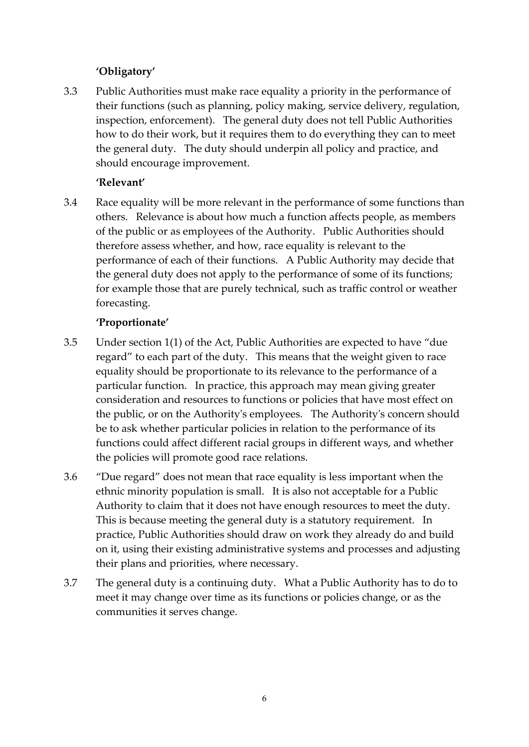**'Obligatory'**

3.3 Public Authorities must make race equality a priority in the performance of their functions (such as planning, policy making, service delivery, regulation, inspection, enforcement). The general duty does not tell Public Authorities how to do their work, but it requires them to do everything they can to meet the general duty. The duty should underpin all policy and practice, and should encourage improvement.

**'Relevant'**

3.4 Race equality will be more relevant in the performance of some functions than others. Relevance is about how much a function affects people, as members of the public or as employees of the Authority. Public Authorities should therefore assess whether, and how, race equality is relevant to the performance of each of their functions. A Public Authority may decide that the general duty does not apply to the performance of some of its functions; for example those that are purely technical, such as traffic control or weather forecasting.

**'Proportionate'**

3.5 Under section 1(1) of the Act, Public Authorities are expected to have "due regard" to each part of the duty. This means that the weight given to race equality should be proportionate to its relevance to the performance of a particular function. In practice, this approach may mean giving greater consideration and resources to functions or policies that have most effect on the public, or on the Authority's employees. The Authority's concern should be to ask whether particular policies in relation to the performance of its functions could affect different racial groups in different ways, and whether the policies will promote good race relations.

3.6 "Due regard" does not mean that race equality is less important when the ethnic minority population is small. It is also not acceptable for a Public Authority to claim that it does not have enough resources to meet the duty. This is because meeting the general duty is a statutory requirement. In practice, Public Authorities should draw on work they already do and build on it, using their existing administrative systems and processes and adjusting their plans and priorities, where necessary.

3.7 The general duty is a continuing duty. What a Public Authority has to do to meet it may change over time as its functions or policies change, or as the communities it serves change.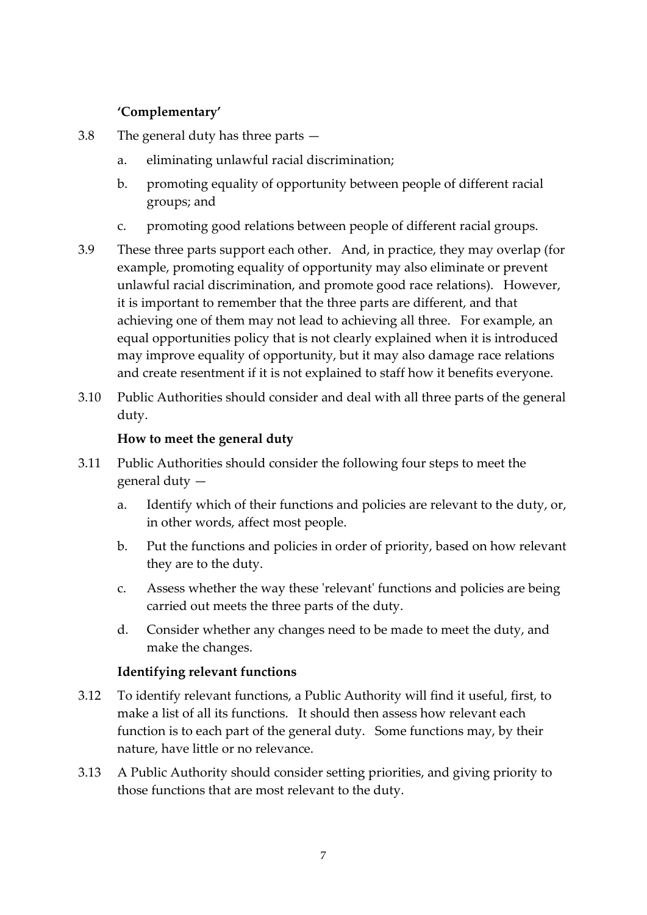**'Complementary'**

3.8 The general duty has three parts —

a. eliminating unlawful racial discrimination;

b. promoting equality of opportunity between people of different racial groups; and

c. promoting good relations between people of different racial groups.

3.9 These three parts support each other. And, in practice, they may overlap (for example, promoting equality of opportunity may also eliminate or prevent unlawful racial discrimination, and promote good race relations). However, it is important to remember that the three parts are different, and that achieving one of them may not lead to achieving all three. For example, an equal opportunities policy that is not clearly explained when it is introduced may improve equality of opportunity, but it may also damage race relations and create resentment if it is not explained to staff how it benefits everyone.

3.10 Public Authorities should consider and deal with all three parts of the general duty.

**How to meet the general duty**

3.11 Public Authorities should consider the following four steps to meet the general duty —

a. Identify which of their functions and policies are relevant to the duty, or, in other words, affect most people.

b. Put the functions and policies in order of priority, based on how relevant they are to the duty.

c. Assess whether the way these 'relevant' functions and policies are being carried out meets the three parts of the duty.

d. Consider whether any changes need to be made to meet the duty, and make the changes.

**Identifying relevant functions**

3.12 To identify relevant functions, a Public Authority will find it useful, first, to make a list of all its functions. It should then assess how relevant each function is to each part of the general duty. Some functions may, by their nature, have little or no relevance.

3.13 A Public Authority should consider setting priorities, and giving priority to those functions that are most relevant to the duty.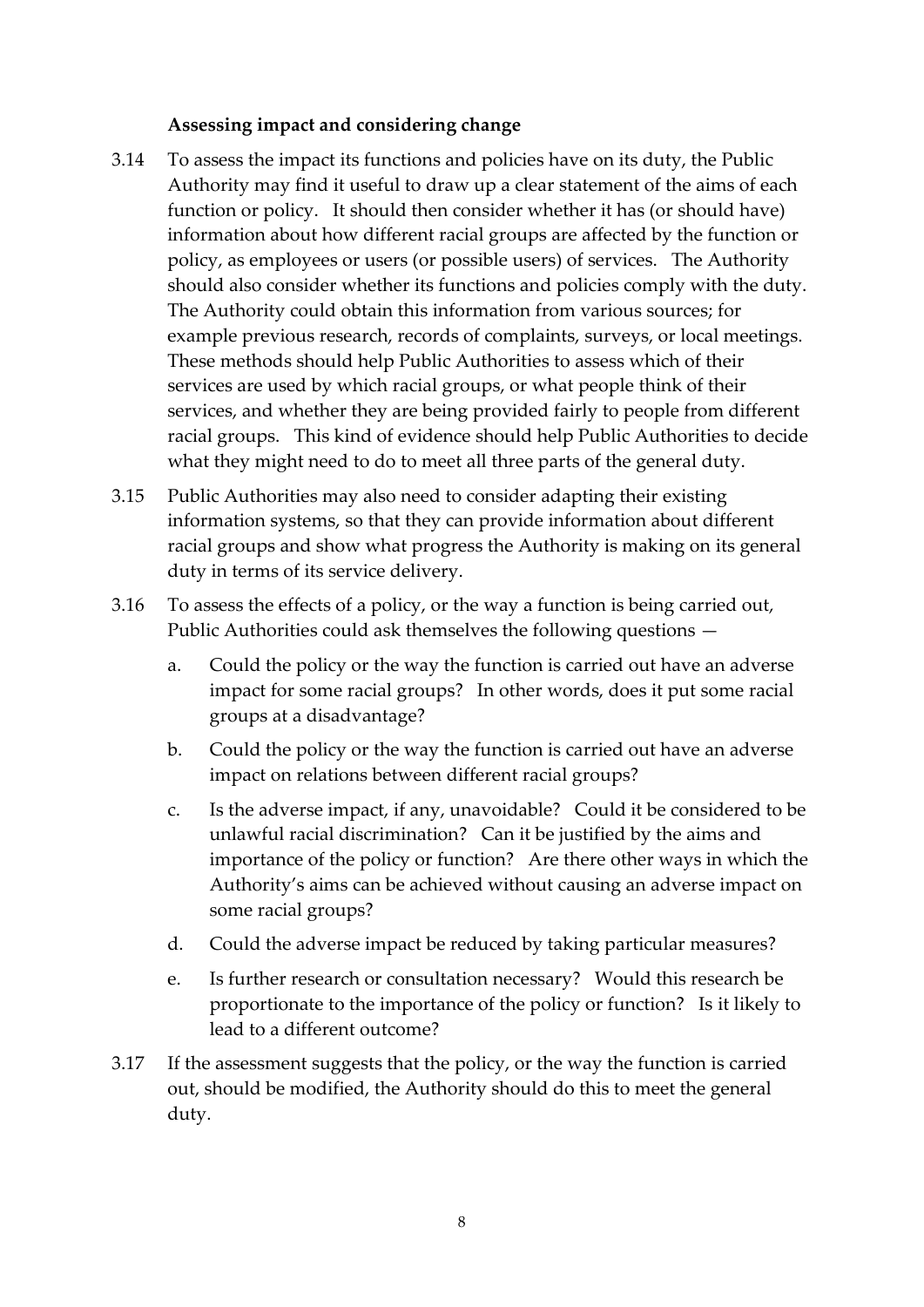### Assessing impact and considering change

3.14 To assess the impact its functions and policies have on its duty, the Public Authority may find it useful to draw up a clear statement of the aims of each function or policy. It should then consider whether it has (or should have) information about how different racial groups are affected by the function or policy, as employees or users (or possible users) of services. The Authority should also consider whether its functions and policies comply with the duty. The Authority could obtain this information from various sources; for example previous research, records of complaints, surveys, or local meetings. These methods should help Public Authorities to assess which of their services are used by which racial groups, or what people think of their services, and whether they are being provided fairly to people from different racial groups. This kind of evidence should help Public Authorities to decide what they might need to do to meet all three parts of the general duty.

3.15 Public Authorities may also need to consider adapting their existing information systems, so that they can provide information about different racial groups and show what progress the Authority is making on its general duty in terms of its service delivery.

3.16 To assess the effects of a policy, or the way a function is being carried out, Public Authorities could ask themselves the following questions —

a. Could the policy or the way the function is carried out have an adverse impact for some racial groups? In other words, does it put some racial groups at a disadvantage?

b. Could the policy or the way the function is carried out have an adverse impact on relations between different racial groups?

c. Is the adverse impact, if any, unavoidable? Could it be considered to be unlawful racial discrimination? Can it be justified by the aims and importance of the policy or function? Are there other ways in which the Authority's aims can be achieved without causing an adverse impact on some racial groups?

d. Could the adverse impact be reduced by taking particular measures?

e. Is further research or consultation necessary? Would this research be proportionate to the importance of the policy or function? Is it likely to lead to a different outcome?

3.17 If the assessment suggests that the policy, or the way the function is carried out, should be modified, the Authority should do this to meet the general duty.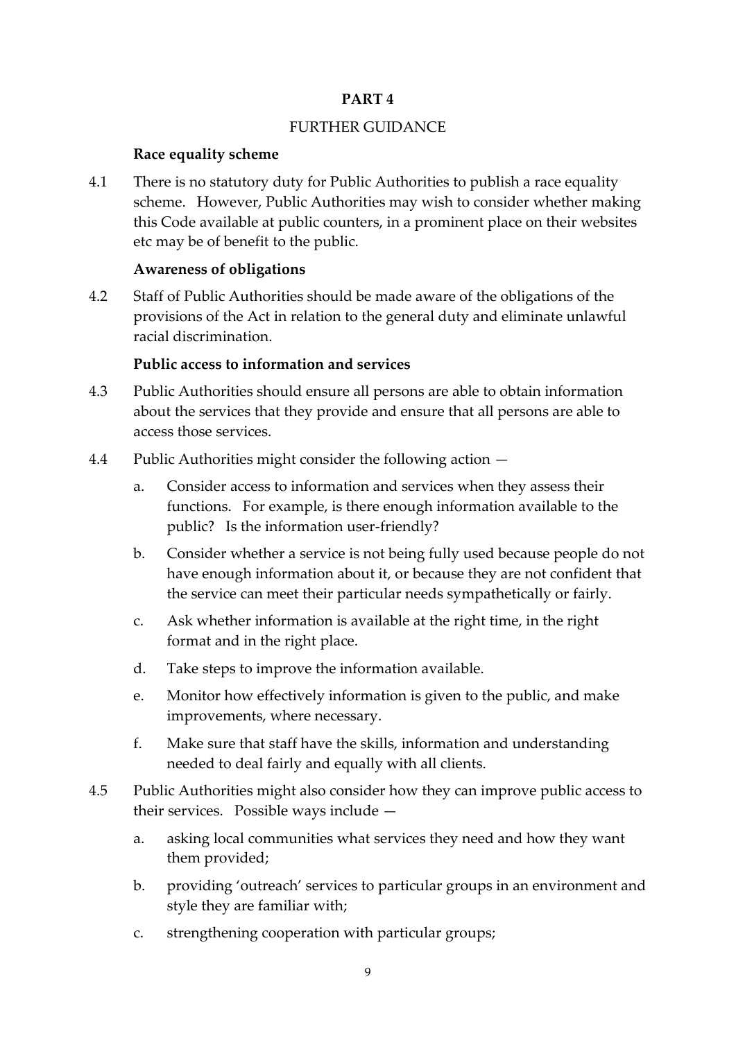## PART 4

FURTHER GUIDANCE

### Race equality scheme

4.1 There is no statutory duty for Public Authorities to publish a race equality scheme. However, Public Authorities may wish to consider whether making this Code available at public counters, in a prominent place on their websites etc may be of benefit to the public.

### Awareness of obligations

4.2 Staff of Public Authorities should be made aware of the obligations of the provisions of the Act in relation to the general duty and eliminate unlawful racial discrimination.

### Public access to information and services

4.3 Public Authorities should ensure all persons are able to obtain information about the services that they provide and ensure that all persons are able to access those services.

4.4 Public Authorities might consider the following action —

a. Consider access to information and services when they assess their functions. For example, is there enough information available to the public? Is the information user-friendly?

b. Consider whether a service is not being fully used because people do not have enough information about it, or because they are not confident that the service can meet their particular needs sympathetically or fairly.

c. Ask whether information is available at the right time, in the right format and in the right place.

d. Take steps to improve the information available.

e. Monitor how effectively information is given to the public, and make improvements, where necessary.

f. Make sure that staff have the skills, information and understanding needed to deal fairly and equally with all clients.

4.5 Public Authorities might also consider how they can improve public access to their services. Possible ways include —

a. asking local communities what services they need and how they want them provided;

b. providing 'outreach' services to particular groups in an environment and style they are familiar with;

c. strengthening cooperation with particular groups;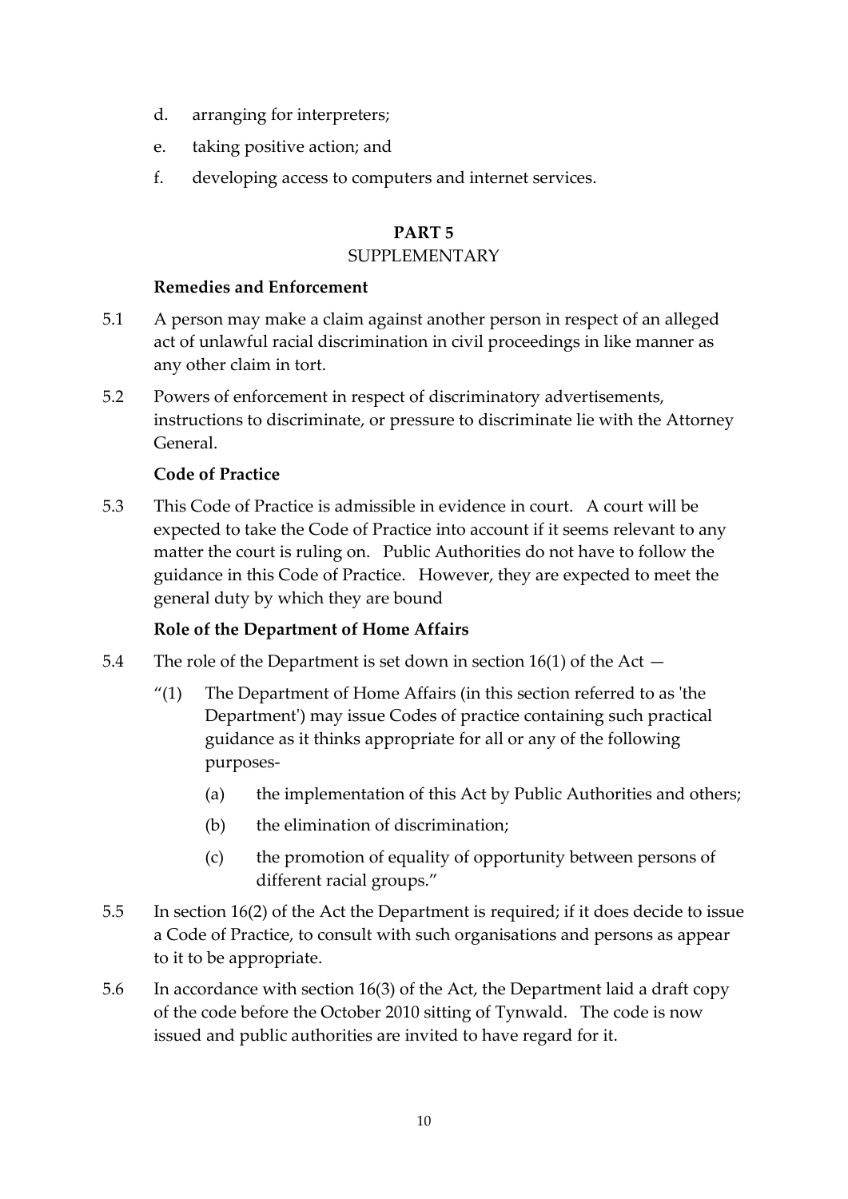d. arranging for interpreters;

e. taking positive action; and

f. developing access to computers and internet services.

## PART 5
## SUPPLEMENTARY

**Remedies and Enforcement**

5.1 A person may make a claim against another person in respect of an alleged act of unlawful racial discrimination in civil proceedings in like manner as any other claim in tort.

5.2 Powers of enforcement in respect of discriminatory advertisements, instructions to discriminate, or pressure to discriminate lie with the Attorney General.

**Code of Practice**

5.3 This Code of Practice is admissible in evidence in court. A court will be expected to take the Code of Practice into account if it seems relevant to any matter the court is ruling on. Public Authorities do not have to follow the guidance in this Code of Practice. However, they are expected to meet the general duty by which they are bound

**Role of the Department of Home Affairs**

5.4 The role of the Department is set down in section 16(1) of the Act —

"(1) The Department of Home Affairs (in this section referred to as 'the Department') may issue Codes of practice containing such practical guidance as it thinks appropriate for all or any of the following purposes-

(a) the implementation of this Act by Public Authorities and others;

(b) the elimination of discrimination;

(c) the promotion of equality of opportunity between persons of different racial groups."

5.5 In section 16(2) of the Act the Department is required; if it does decide to issue a Code of Practice, to consult with such organisations and persons as appear to it to be appropriate.

5.6 In accordance with section 16(3) of the Act, the Department laid a draft copy of the code before the October 2010 sitting of Tynwald. The code is now issued and public authorities are invited to have regard for it.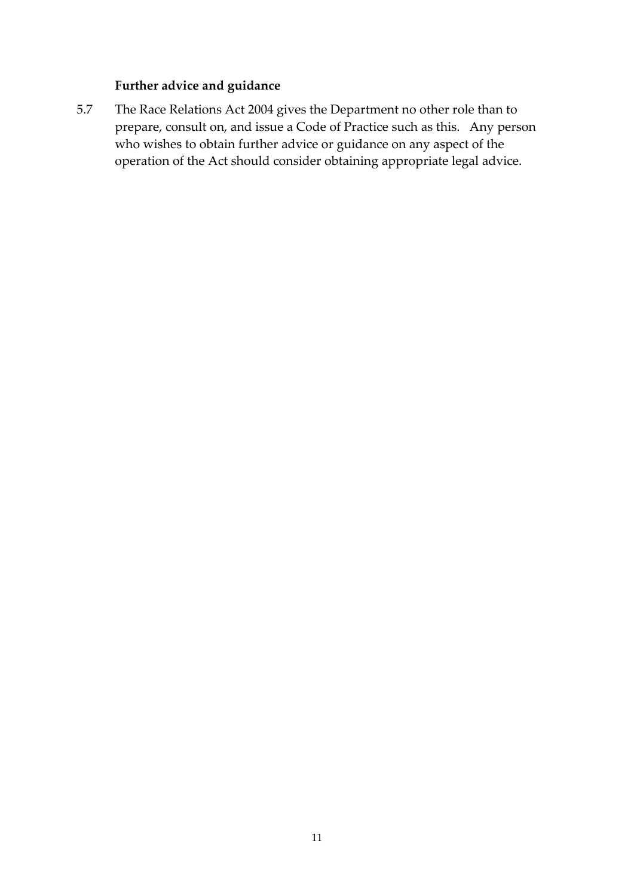### Further advice and guidance

5.7 The Race Relations Act 2004 gives the Department no other role than to prepare, consult on, and issue a Code of Practice such as this. Any person who wishes to obtain further advice or guidance on any aspect of the operation of the Act should consider obtaining appropriate legal advice.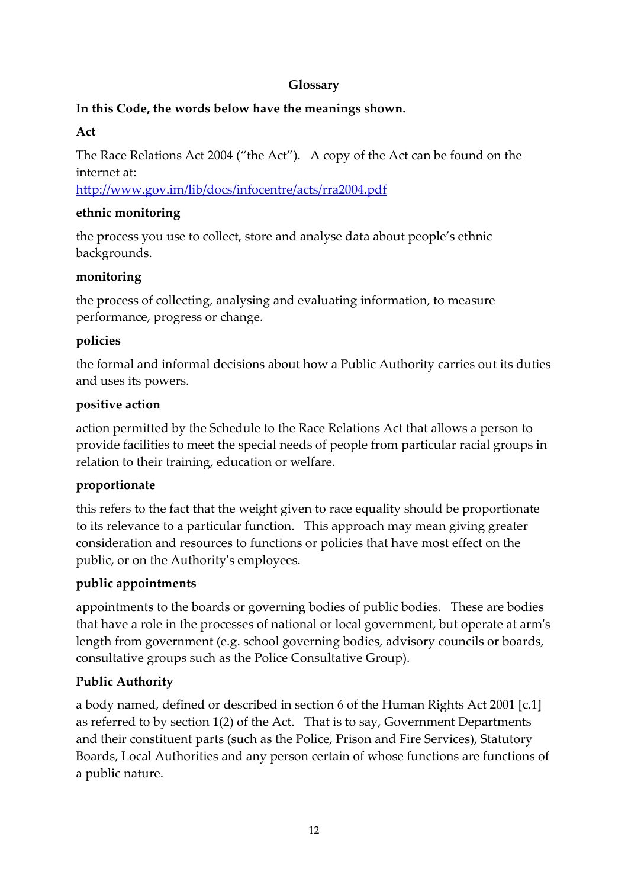## Glossary

**In this Code, the words below have the meanings shown.**

**Act**

The Race Relations Act 2004 ("the Act"). A copy of the Act can be found on the internet at:
[http://www.gov.im/lib/docs/infocentre/acts/rra2004.pdf](http://www.gov.im/lib/docs/infocentre/acts/rra2004.pdf)

**ethnic monitoring**

the process you use to collect, store and analyse data about people's ethnic backgrounds.

**monitoring**

the process of collecting, analysing and evaluating information, to measure performance, progress or change.

**policies**

the formal and informal decisions about how a Public Authority carries out its duties and uses its powers.

**positive action**

action permitted by the Schedule to the Race Relations Act that allows a person to provide facilities to meet the special needs of people from particular racial groups in relation to their training, education or welfare.

**proportionate**

this refers to the fact that the weight given to race equality should be proportionate to its relevance to a particular function. This approach may mean giving greater consideration and resources to functions or policies that have most effect on the public, or on the Authority's employees.

**public appointments**

appointments to the boards or governing bodies of public bodies. These are bodies that have a role in the processes of national or local government, but operate at arm's length from government (e.g. school governing bodies, advisory councils or boards, consultative groups such as the Police Consultative Group).

**Public Authority**

a body named, defined or described in section 6 of the Human Rights Act 2001 [c.1] as referred to by section 1(2) of the Act. That is to say, Government Departments and their constituent parts (such as the Police, Prison and Fire Services), Statutory Boards, Local Authorities and any person certain of whose functions are functions of a public nature.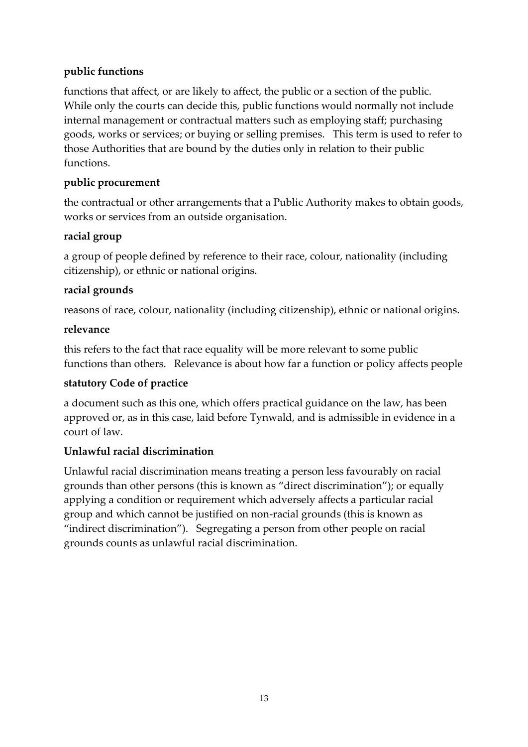**public functions**

functions that affect, or are likely to affect, the public or a section of the public. While only the courts can decide this, public functions would normally not include internal management or contractual matters such as employing staff; purchasing goods, works or services; or buying or selling premises. This term is used to refer to those Authorities that are bound by the duties only in relation to their public functions.

**public procurement**

the contractual or other arrangements that a Public Authority makes to obtain goods, works or services from an outside organisation.

**racial group**

a group of people defined by reference to their race, colour, nationality (including citizenship), or ethnic or national origins.

**racial grounds**

reasons of race, colour, nationality (including citizenship), ethnic or national origins.

**relevance**

this refers to the fact that race equality will be more relevant to some public functions than others. Relevance is about how far a function or policy affects people

**statutory Code of practice**

a document such as this one, which offers practical guidance on the law, has been approved or, as in this case, laid before Tynwald, and is admissible in evidence in a court of law.

**Unlawful racial discrimination**

Unlawful racial discrimination means treating a person less favourably on racial grounds than other persons (this is known as "direct discrimination"); or equally applying a condition or requirement which adversely affects a particular racial group and which cannot be justified on non-racial grounds (this is known as "indirect discrimination"). Segregating a person from other people on racial grounds counts as unlawful racial discrimination.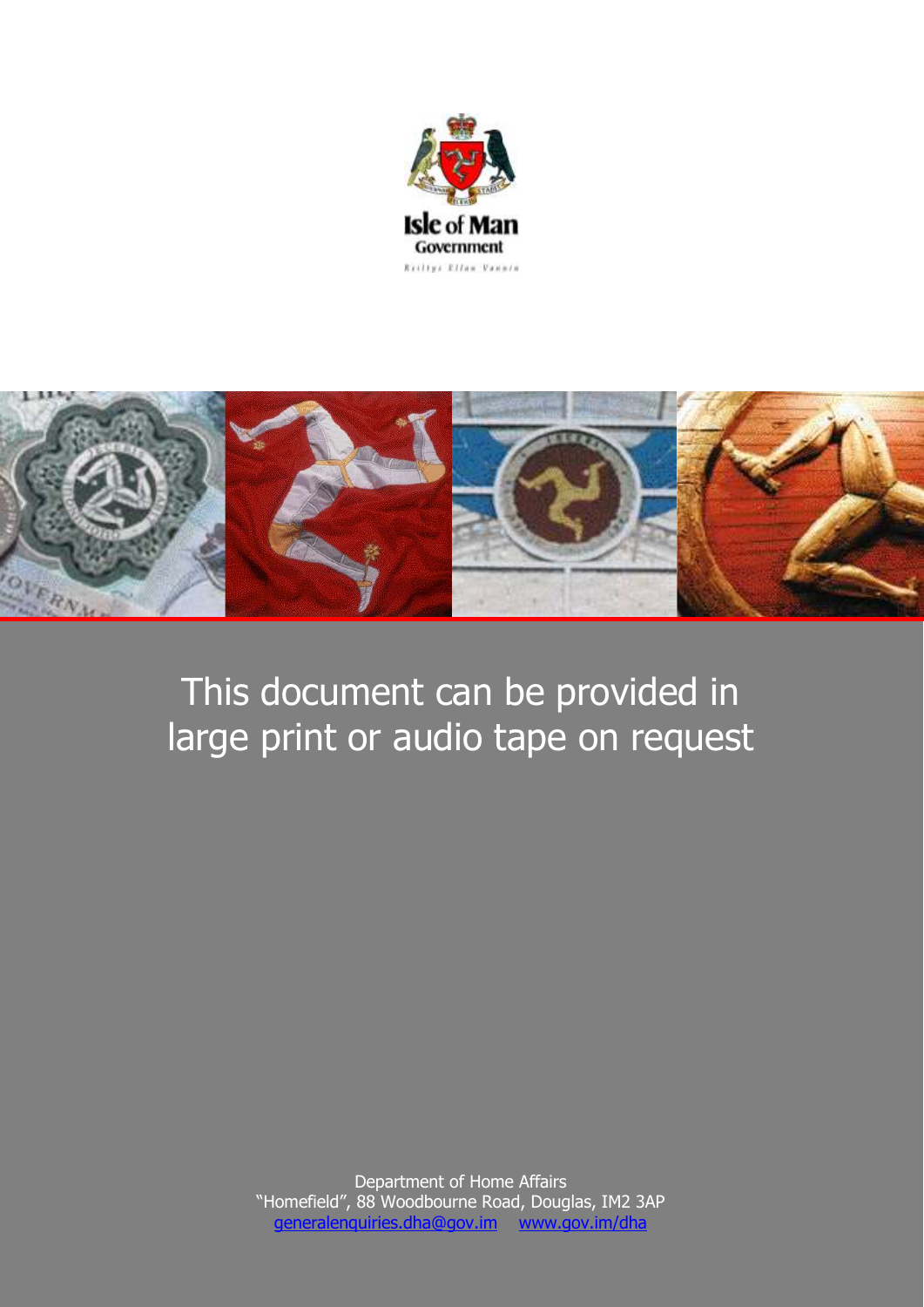Isle of Man Government

Reiltys Ellan Vannin

This document can be provided in large print or audio tape on request

Department of Home Affairs
"Homefield", 88 Woodbourne Road, Douglas, IM2 3AP
generalenquiries.dha@gov.im www.gov.im/dha